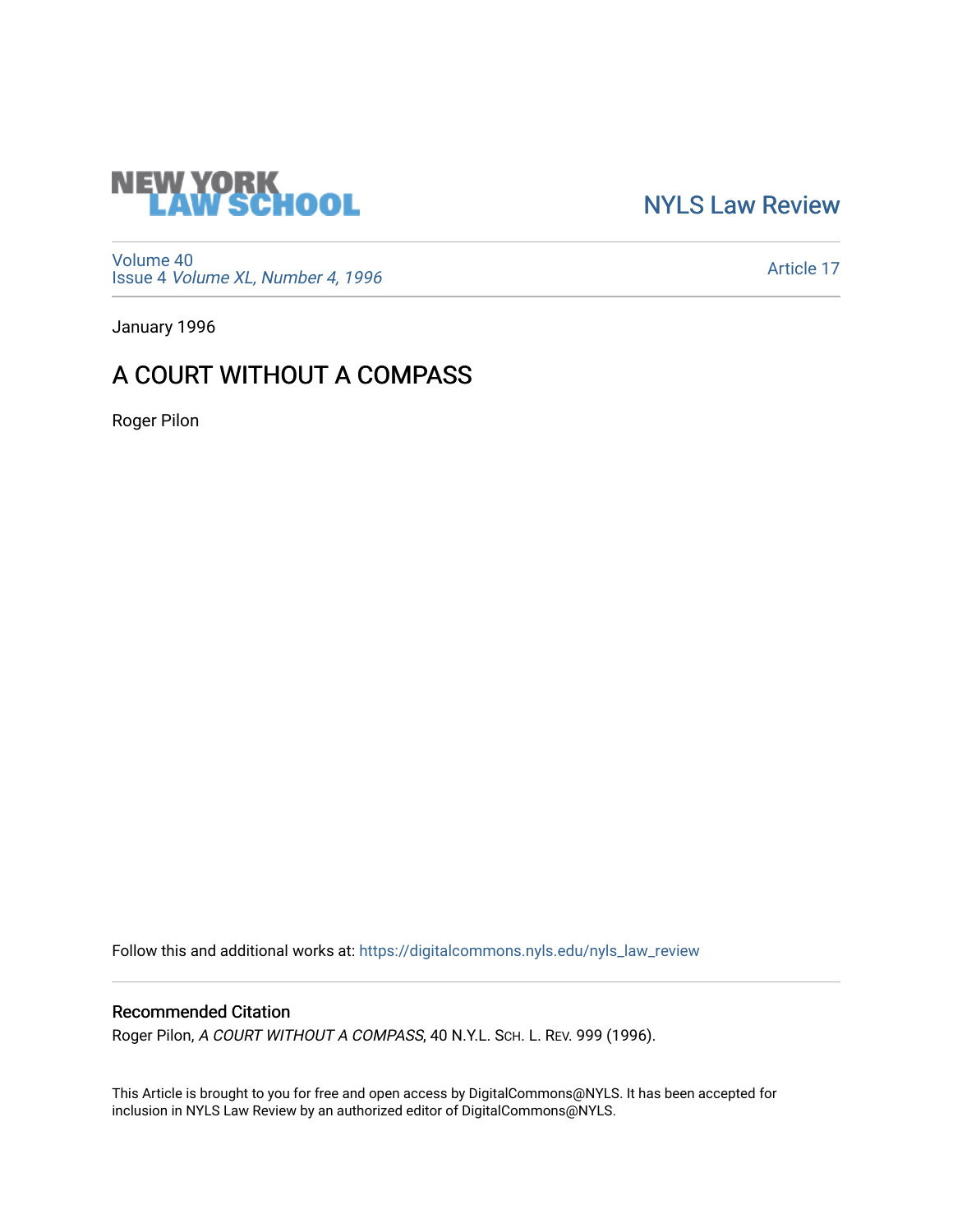NEW YORK LAW SCHOOL

NYLS Law Review

Volume 40
Issue 4 *Volume XL, Number 4, 1996*

Article 17

January 1996

# A COURT WITHOUT A COMPASS

Roger Pilon

Follow this and additional works at: https://digitalcommons.nyls.edu/nyls_law_review

## Recommended Citation

Roger Pilon, *A COURT WITHOUT A COMPASS*, 40 N.Y.L. Sch. L. Rev. 999 (1996).

This Article is brought to you for free and open access by DigitalCommons@NYLS. It has been accepted for inclusion in NYLS Law Review by an authorized editor of DigitalCommons@NYLS.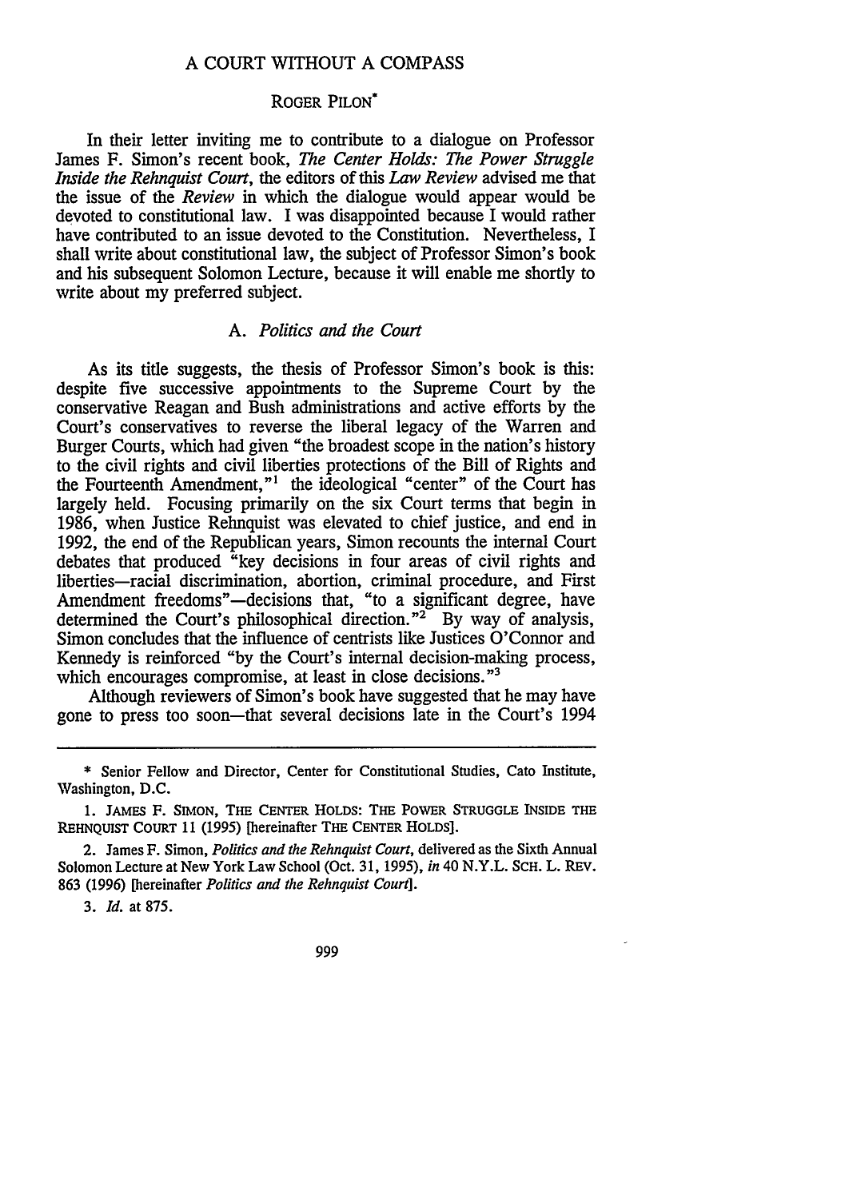# A COURT WITHOUT A COMPASS

ROGER PILON*

In their letter inviting me to contribute to a dialogue on Professor James F. Simon's recent book, *The Center Holds: The Power Struggle Inside the Rehnquist Court*, the editors of this *Law Review* advised me that the issue of the *Review* in which the dialogue would appear would be devoted to constitutional law. I was disappointed because I would rather have contributed to an issue devoted to the Constitution. Nevertheless, I shall write about constitutional law, the subject of Professor Simon's book and his subsequent Solomon Lecture, because it will enable me shortly to write about my preferred subject.

### A. *Politics and the Court*

As its title suggests, the thesis of Professor Simon's book is this: despite five successive appointments to the Supreme Court by the conservative Reagan and Bush administrations and active efforts by the Court's conservatives to reverse the liberal legacy of the Warren and Burger Courts, which had given "the broadest scope in the nation's history to the civil rights and civil liberties protections of the Bill of Rights and the Fourteenth Amendment,"[1] the ideological "center" of the Court has largely held. Focusing primarily on the six Court terms that begin in 1986, when Justice Rehnquist was elevated to chief justice, and end in 1992, the end of the Republican years, Simon recounts the internal Court debates that produced "key decisions in four areas of civil rights and liberties—racial discrimination, abortion, criminal procedure, and First Amendment freedoms"—decisions that, "to a significant degree, have determined the Court's philosophical direction."[2] By way of analysis, Simon concludes that the influence of centrists like Justices O'Connor and Kennedy is reinforced "by the Court's internal decision-making process, which encourages compromise, at least in close decisions."[3]

Although reviewers of Simon's book have suggested that he may have gone to press too soon—that several decisions late in the Court's 1994

---

\* Senior Fellow and Director, Center for Constitutional Studies, Cato Institute, Washington, D.C.

1. JAMES F. SIMON, THE CENTER HOLDS: THE POWER STRUGGLE INSIDE THE REHNQUIST COURT 11 (1995) [hereinafter THE CENTER HOLDS].

2. James F. Simon, *Politics and the Rehnquist Court*, delivered as the Sixth Annual Solomon Lecture at New York Law School (Oct. 31, 1995), *in* 40 N.Y.L. SCH. L. REV. 863 (1996) [hereinafter *Politics and the Rehnquist Court*].

3. *Id.* at 875.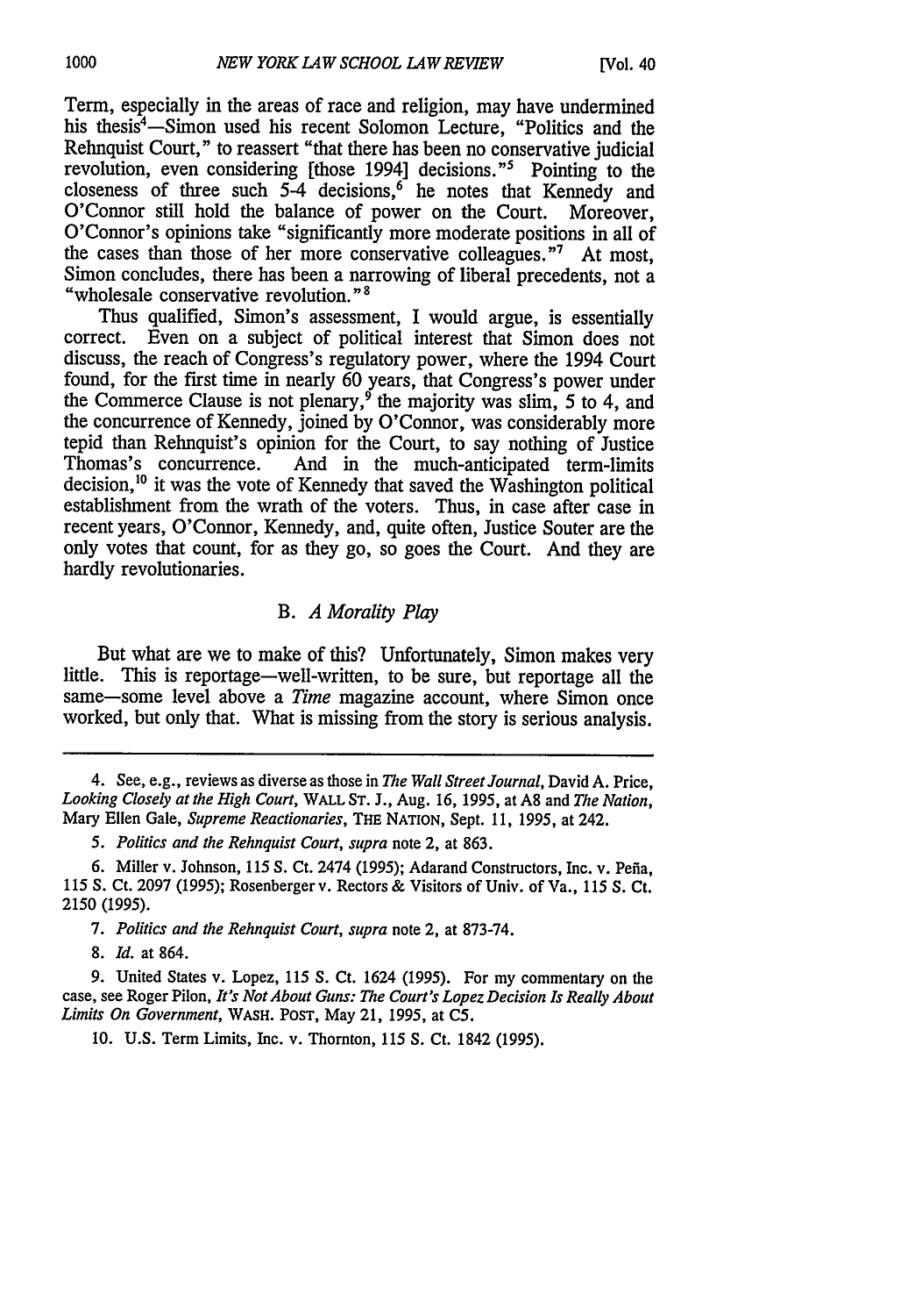Term, especially in the areas of race and religion, may have undermined his thesis[4]—Simon used his recent Solomon Lecture, "Politics and the Rehnquist Court," to reassert "that there has been no conservative judicial revolution, even considering [those 1994] decisions."[5] Pointing to the closeness of three such 5-4 decisions,[6] he notes that Kennedy and O'Connor still hold the balance of power on the Court. Moreover, O'Connor's opinions take "significantly more moderate positions in all of the cases than those of her more conservative colleagues."[7] At most, Simon concludes, there has been a narrowing of liberal precedents, not a "wholesale conservative revolution."[8]

Thus qualified, Simon's assessment, I would argue, is essentially correct. Even on a subject of political interest that Simon does not discuss, the reach of Congress's regulatory power, where the 1994 Court found, for the first time in nearly 60 years, that Congress's power under the Commerce Clause is not plenary,[9] the majority was slim, 5 to 4, and the concurrence of Kennedy, joined by O'Connor, was considerably more tepid than Rehnquist's opinion for the Court, to say nothing of Justice Thomas's concurrence. And in the much-anticipated term-limits decision,[10] it was the vote of Kennedy that saved the Washington political establishment from the wrath of the voters. Thus, in case after case in recent years, O'Connor, Kennedy, and, quite often, Justice Souter are the only votes that count, for as they go, so goes the Court. And they are hardly revolutionaries.

### B. *A Morality Play*

But what are we to make of this? Unfortunately, Simon makes very little. This is reportage—well-written, to be sure, but reportage all the same—some level above a *Time* magazine account, where Simon once worked, but only that. What is missing from the story is serious analysis.

---

4. See, e.g., reviews as diverse as those in *The Wall Street Journal*, David A. Price, *Looking Closely at the High Court*, WALL ST. J., Aug. 16, 1995, at A8 and *The Nation*, Mary Ellen Gale, *Supreme Reactionaries*, THE NATION, Sept. 11, 1995, at 242.

5. *Politics and the Rehnquist Court*, *supra* note 2, at 863.

6. Miller v. Johnson, 115 S. Ct. 2474 (1995); Adarand Constructors, Inc. v. Peña, 115 S. Ct. 2097 (1995); Rosenberger v. Rectors & Visitors of Univ. of Va., 115 S. Ct. 2150 (1995).

7. *Politics and the Rehnquist Court*, *supra* note 2, at 873-74.

8. *Id.* at 864.

9. United States v. Lopez, 115 S. Ct. 1624 (1995). For my commentary on the case, see Roger Pilon, *It's Not About Guns: The Court's Lopez Decision Is Really About Limits On Government*, WASH. POST, May 21, 1995, at C5.

10. U.S. Term Limits, Inc. v. Thornton, 115 S. Ct. 1842 (1995).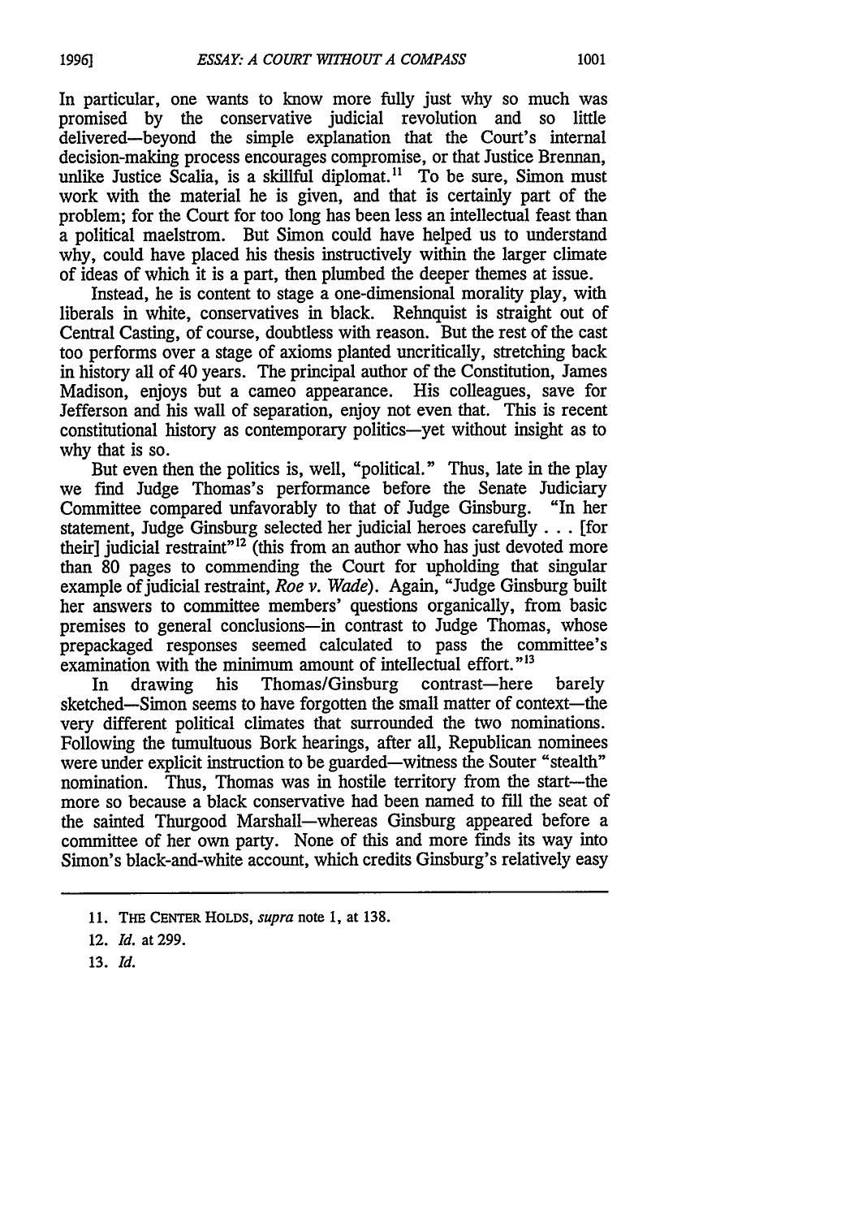In particular, one wants to know more fully just why so much was promised by the conservative judicial revolution and so little delivered—beyond the simple explanation that the Court's internal decision-making process encourages compromise, or that Justice Brennan, unlike Justice Scalia, is a skillful diplomat.[11] To be sure, Simon must work with the material he is given, and that is certainly part of the problem; for the Court for too long has been less an intellectual feast than a political maelstrom. But Simon could have helped us to understand why, could have placed his thesis instructively within the larger climate of ideas of which it is a part, then plumbed the deeper themes at issue.

Instead, he is content to stage a one-dimensional morality play, with liberals in white, conservatives in black. Rehnquist is straight out of Central Casting, of course, doubtless with reason. But the rest of the cast too performs over a stage of axioms planted uncritically, stretching back in history all of 40 years. The principal author of the Constitution, James Madison, enjoys but a cameo appearance. His colleagues, save for Jefferson and his wall of separation, enjoy not even that. This is recent constitutional history as contemporary politics—yet without insight as to why that is so.

But even then the politics is, well, "political." Thus, late in the play we find Judge Thomas's performance before the Senate Judiciary Committee compared unfavorably to that of Judge Ginsburg. "In her statement, Judge Ginsburg selected her judicial heroes carefully . . . [for their] judicial restraint"[12] (this from an author who has just devoted more than 80 pages to commending the Court for upholding that singular example of judicial restraint, *Roe v. Wade*). Again, "Judge Ginsburg built her answers to committee members' questions organically, from basic premises to general conclusions—in contrast to Judge Thomas, whose prepackaged responses seemed calculated to pass the committee's examination with the minimum amount of intellectual effort."[13]

In drawing his Thomas/Ginsburg contrast—here barely sketched—Simon seems to have forgotten the small matter of context—the very different political climates that surrounded the two nominations. Following the tumultuous Bork hearings, after all, Republican nominees were under explicit instruction to be guarded—witness the Souter "stealth" nomination. Thus, Thomas was in hostile territory from the start—the more so because a black conservative had been named to fill the seat of the sainted Thurgood Marshall—whereas Ginsburg appeared before a committee of her own party. None of this and more finds its way into Simon's black-and-white account, which credits Ginsburg's relatively easy

---

11. THE CENTER HOLDS, *supra* note 1, at 138.

12. *Id.* at 299.

13. *Id.*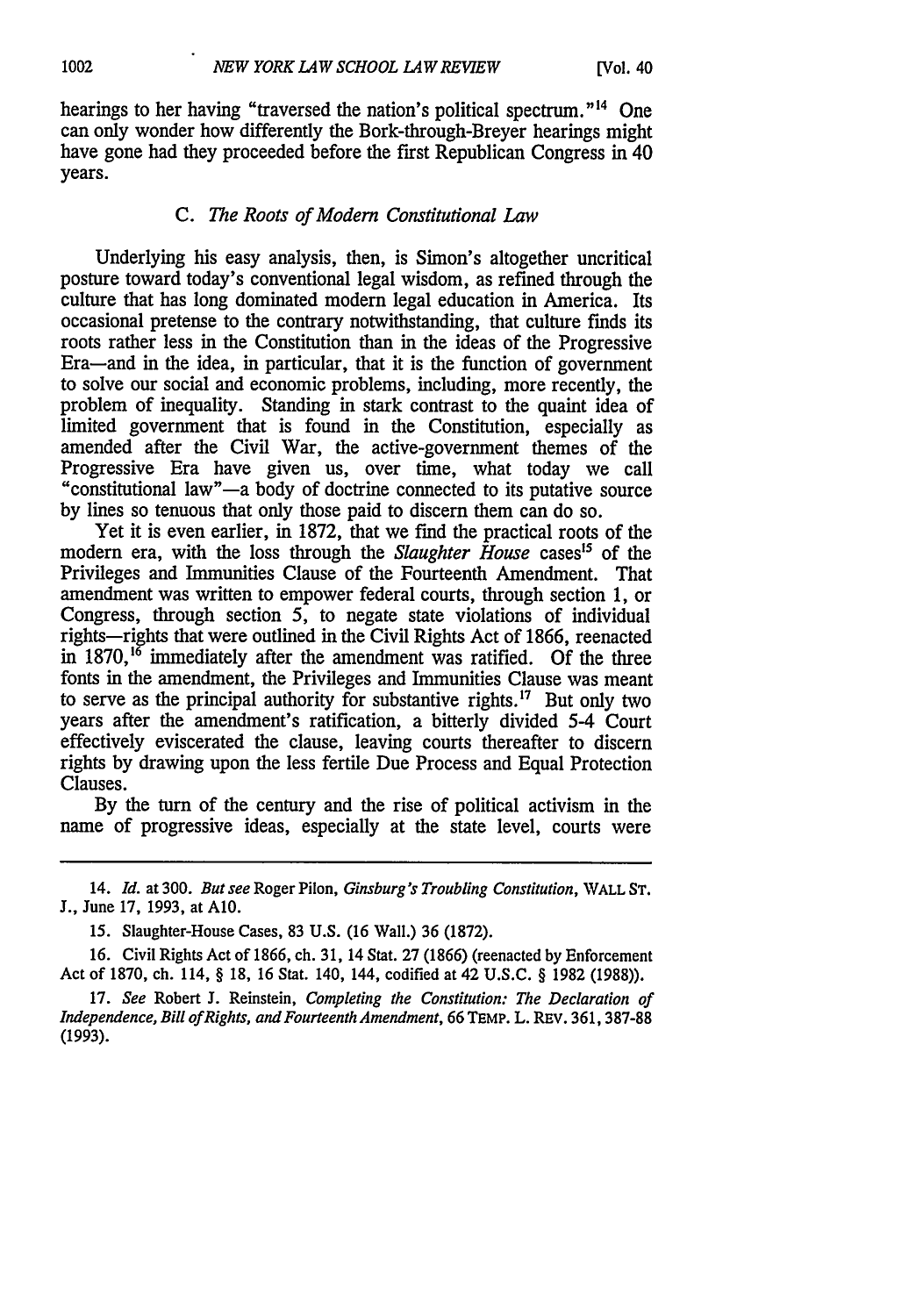hearings to her having "traversed the nation's political spectrum."[14] One can only wonder how differently the Bork-through-Breyer hearings might have gone had they proceeded before the first Republican Congress in 40 years.

### C. *The Roots of Modern Constitutional Law*

Underlying his easy analysis, then, is Simon's altogether uncritical posture toward today's conventional legal wisdom, as refined through the culture that has long dominated modern legal education in America. Its occasional pretense to the contrary notwithstanding, that culture finds its roots rather less in the Constitution than in the ideas of the Progressive Era—and in the idea, in particular, that it is the function of government to solve our social and economic problems, including, more recently, the problem of inequality. Standing in stark contrast to the quaint idea of limited government that is found in the Constitution, especially as amended after the Civil War, the active-government themes of the Progressive Era have given us, over time, what today we call "constitutional law"—a body of doctrine connected to its putative source by lines so tenuous that only those paid to discern them can do so.

Yet it is even earlier, in 1872, that we find the practical roots of the modern era, with the loss through the *Slaughter House* cases[15] of the Privileges and Immunities Clause of the Fourteenth Amendment. That amendment was written to empower federal courts, through section 1, or Congress, through section 5, to negate state violations of individual rights—rights that were outlined in the Civil Rights Act of 1866, reenacted in 1870,[16] immediately after the amendment was ratified. Of the three fonts in the amendment, the Privileges and Immunities Clause was meant to serve as the principal authority for substantive rights.[17] But only two years after the amendment's ratification, a bitterly divided 5-4 Court effectively eviscerated the clause, leaving courts thereafter to discern rights by drawing upon the less fertile Due Process and Equal Protection Clauses.

By the turn of the century and the rise of political activism in the name of progressive ideas, especially at the state level, courts were

---

14. *Id.* at 300. *But see* Roger Pilon, *Ginsburg's Troubling Constitution*, WALL ST. J., June 17, 1993, at A10.

15. Slaughter-House Cases, 83 U.S. (16 Wall.) 36 (1872).

16. Civil Rights Act of 1866, ch. 31, 14 Stat. 27 (1866) (reenacted by Enforcement Act of 1870, ch. 114, § 18, 16 Stat. 140, 144, codified at 42 U.S.C. § 1982 (1988)).

17. *See* Robert J. Reinstein, *Completing the Constitution: The Declaration of Independence, Bill of Rights, and Fourteenth Amendment*, 66 TEMP. L. REV. 361, 387-88 (1993).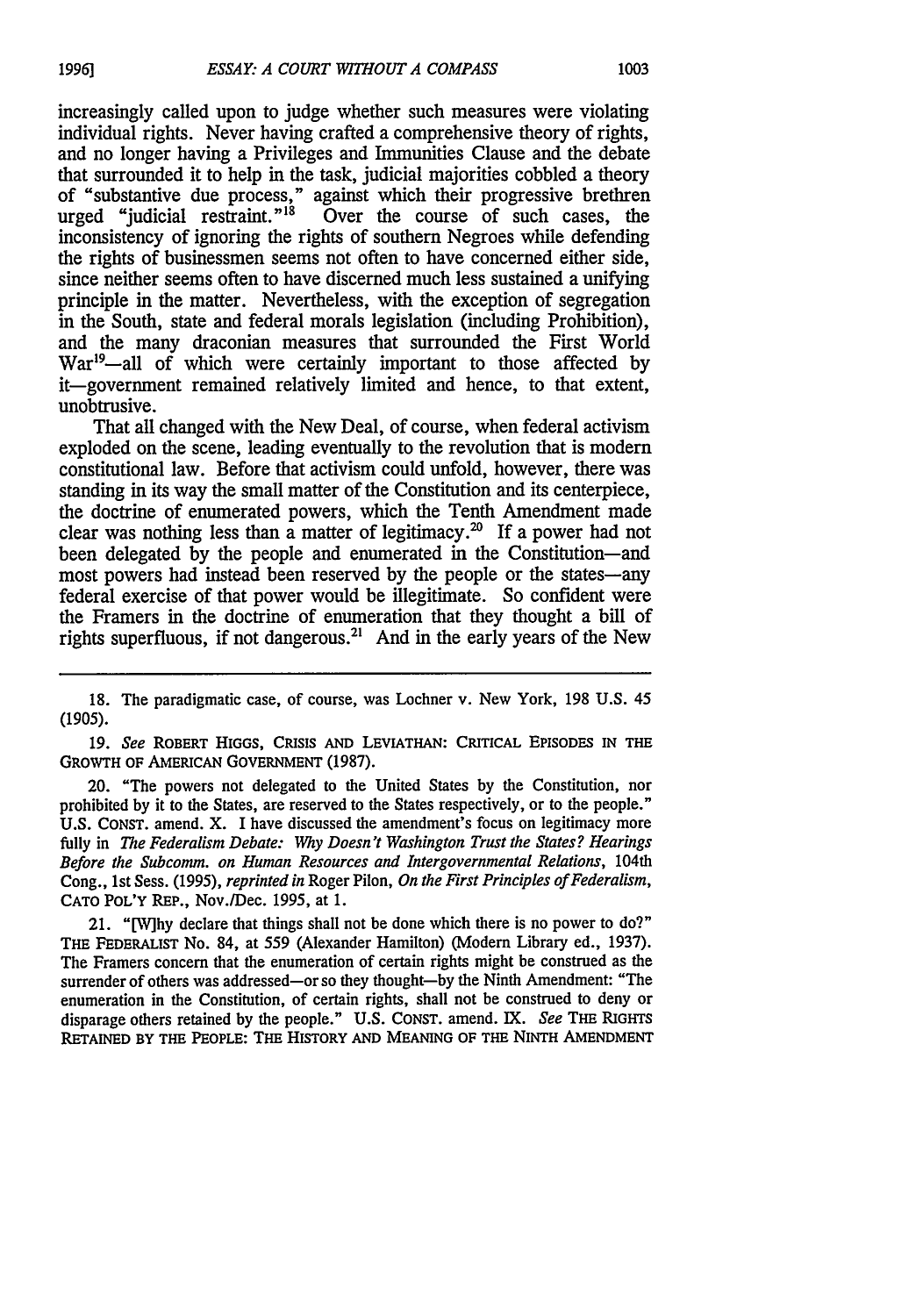increasingly called upon to judge whether such measures were violating individual rights. Never having crafted a comprehensive theory of rights, and no longer having a Privileges and Immunities Clause and the debate that surrounded it to help in the task, judicial majorities cobbled a theory of "substantive due process," against which their progressive brethren urged "judicial restraint."[18] Over the course of such cases, the inconsistency of ignoring the rights of southern Negroes while defending the rights of businessmen seems not often to have concerned either side, since neither seems often to have discerned much less sustained a unifying principle in the matter. Nevertheless, with the exception of segregation in the South, state and federal morals legislation (including Prohibition), and the many draconian measures that surrounded the First World War[19]—all of which were certainly important to those affected by it—government remained relatively limited and hence, to that extent, unobtrusive.

That all changed with the New Deal, of course, when federal activism exploded on the scene, leading eventually to the revolution that is modern constitutional law. Before that activism could unfold, however, there was standing in its way the small matter of the Constitution and its centerpiece, the doctrine of enumerated powers, which the Tenth Amendment made clear was nothing less than a matter of legitimacy.[20] If a power had not been delegated by the people and enumerated in the Constitution—and most powers had instead been reserved by the people or the states—any federal exercise of that power would be illegitimate. So confident were the Framers in the doctrine of enumeration that they thought a bill of rights superfluous, if not dangerous.[21] And in the early years of the New

---

18. The paradigmatic case, of course, was Lochner v. New York, 198 U.S. 45 (1905).

19. *See* ROBERT HIGGS, CRISIS AND LEVIATHAN: CRITICAL EPISODES IN THE GROWTH OF AMERICAN GOVERNMENT (1987).

20. "The powers not delegated to the United States by the Constitution, nor prohibited by it to the States, are reserved to the States respectively, or to the people." U.S. CONST. amend. X. I have discussed the amendment's focus on legitimacy more fully in *The Federalism Debate: Why Doesn't Washington Trust the States? Hearings Before the Subcomm. on Human Resources and Intergovernmental Relations*, 104th Cong., 1st Sess. (1995), *reprinted in* Roger Pilon, *On the First Principles of Federalism*, CATO POL'Y REP., Nov./Dec. 1995, at 1.

21. "[W]hy declare that things shall not be done which there is no power to do?" THE FEDERALIST No. 84, at 559 (Alexander Hamilton) (Modern Library ed., 1937). The Framers concern that the enumeration of certain rights might be construed as the surrender of others was addressed—or so they thought—by the Ninth Amendment: "The enumeration in the Constitution, of certain rights, shall not be construed to deny or disparage others retained by the people." U.S. CONST. amend. IX. *See* THE RIGHTS RETAINED BY THE PEOPLE: THE HISTORY AND MEANING OF THE NINTH AMENDMENT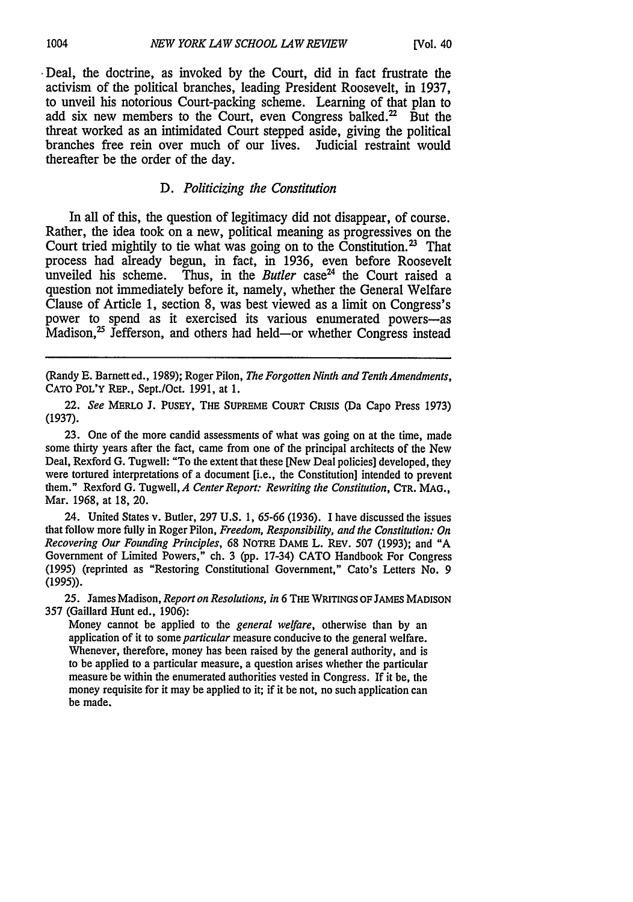Deal, the doctrine, as invoked by the Court, did in fact frustrate the activism of the political branches, leading President Roosevelt, in 1937, to unveil his notorious Court-packing scheme. Learning of that plan to add six new members to the Court, even Congress balked.[22] But the threat worked as an intimidated Court stepped aside, giving the political branches free rein over much of our lives. Judicial restraint would thereafter be the order of the day.

### D. *Politicizing the Constitution*

In all of this, the question of legitimacy did not disappear, of course. Rather, the idea took on a new, political meaning as progressives on the Court tried mightily to tie what was going on to the Constitution.[23] That process had already begun, in fact, in 1936, even before Roosevelt unveiled his scheme. Thus, in the *Butler* case[24] the Court raised a question not immediately before it, namely, whether the General Welfare Clause of Article 1, section 8, was best viewed as a limit on Congress's power to spend as it exercised its various enumerated powers—as Madison,[25] Jefferson, and others had held—or whether Congress instead

---

(Randy E. Barnett ed., 1989); Roger Pilon, *The Forgotten Ninth and Tenth Amendments*, CATO POL'Y REP., Sept./Oct. 1991, at 1.

22. *See* MERLO J. PUSEY, THE SUPREME COURT CRISIS (Da Capo Press 1973) (1937).

23. One of the more candid assessments of what was going on at the time, made some thirty years after the fact, came from one of the principal architects of the New Deal, Rexford G. Tugwell: "To the extent that these [New Deal policies] developed, they were tortured interpretations of a document [i.e., the Constitution] intended to prevent them." Rexford G. Tugwell, *A Center Report: Rewriting the Constitution*, CTR. MAG., Mar. 1968, at 18, 20.

24. United States v. Butler, 297 U.S. 1, 65-66 (1936). I have discussed the issues that follow more fully in Roger Pilon, *Freedom, Responsibility, and the Constitution: On Recovering Our Founding Principles*, 68 NOTRE DAME L. REV. 507 (1993); and "A Government of Limited Powers," ch. 3 (pp. 17-34) CATO Handbook For Congress (1995) (reprinted as "Restoring Constitutional Government," Cato's Letters No. 9 (1995)).

25. James Madison, *Report on Resolutions*, *in* 6 THE WRITINGS OF JAMES MADISON 357 (Gaillard Hunt ed., 1906):

> Money cannot be applied to the *general welfare*, otherwise than by an application of it to some *particular* measure conducive to the general welfare. Whenever, therefore, money has been raised by the general authority, and is to be applied to a particular measure, a question arises whether the particular measure be within the enumerated authorities vested in Congress. If it be, the money requisite for it may be applied to it; if it be not, no such application can be made.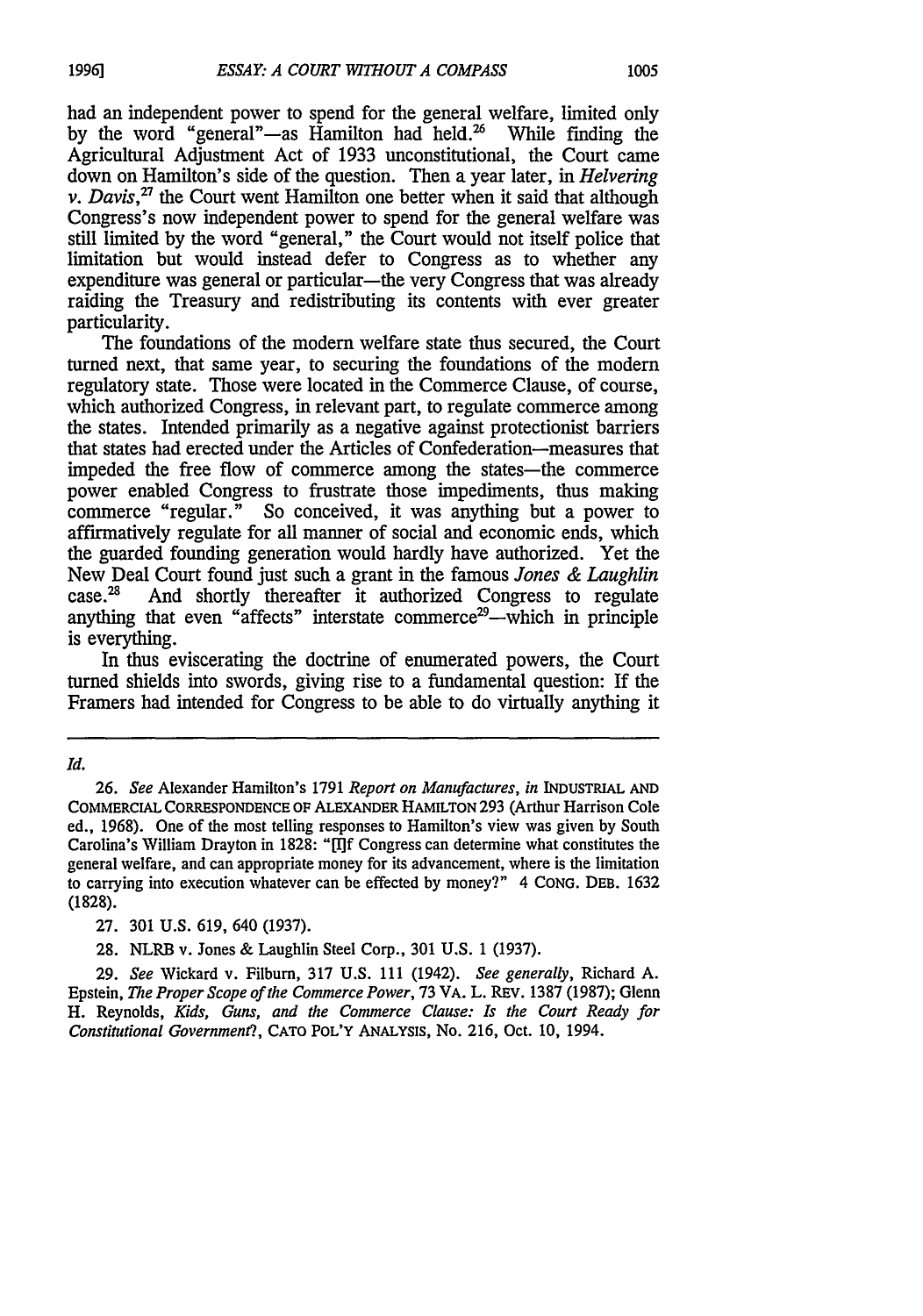had an independent power to spend for the general welfare, limited only by the word "general"—as Hamilton had held.[26] While finding the Agricultural Adjustment Act of 1933 unconstitutional, the Court came down on Hamilton's side of the question. Then a year later, in *Helvering v. Davis*,[27] the Court went Hamilton one better when it said that although Congress's now independent power to spend for the general welfare was still limited by the word "general," the Court would not itself police that limitation but would instead defer to Congress as to whether any expenditure was general or particular—the very Congress that was already raiding the Treasury and redistributing its contents with ever greater particularity.

The foundations of the modern welfare state thus secured, the Court turned next, that same year, to securing the foundations of the modern regulatory state. Those were located in the Commerce Clause, of course, which authorized Congress, in relevant part, to regulate commerce among the states. Intended primarily as a negative against protectionist barriers that states had erected under the Articles of Confederation—measures that impeded the free flow of commerce among the states—the commerce power enabled Congress to frustrate those impediments, thus making commerce "regular." So conceived, it was anything but a power to affirmatively regulate for all manner of social and economic ends, which the guarded founding generation would hardly have authorized. Yet the New Deal Court found just such a grant in the famous *Jones & Laughlin* case.[28] And shortly thereafter it authorized Congress to regulate anything that even "affects" interstate commerce[29]—which in principle is everything.

In thus eviscerating the doctrine of enumerated powers, the Court turned shields into swords, giving rise to a fundamental question: If the Framers had intended for Congress to be able to do virtually anything it

---

*Id.*

26. *See* Alexander Hamilton's 1791 *Report on Manufactures*, *in* INDUSTRIAL AND COMMERCIAL CORRESPONDENCE OF ALEXANDER HAMILTON 293 (Arthur Harrison Cole ed., 1968). One of the most telling responses to Hamilton's view was given by South Carolina's William Drayton in 1828: "[I]f Congress can determine what constitutes the general welfare, and can appropriate money for its advancement, where is the limitation to carrying into execution whatever can be effected by money?" 4 CONG. DEB. 1632 (1828).

27. 301 U.S. 619, 640 (1937).

28. NLRB v. Jones & Laughlin Steel Corp., 301 U.S. 1 (1937).

29. *See* Wickard v. Filburn, 317 U.S. 111 (1942). *See generally*, Richard A. Epstein, *The Proper Scope of the Commerce Power*, 73 VA. L. REV. 1387 (1987); Glenn H. Reynolds, *Kids, Guns, and the Commerce Clause: Is the Court Ready for Constitutional Government?*, CATO POL'Y ANALYSIS, No. 216, Oct. 10, 1994.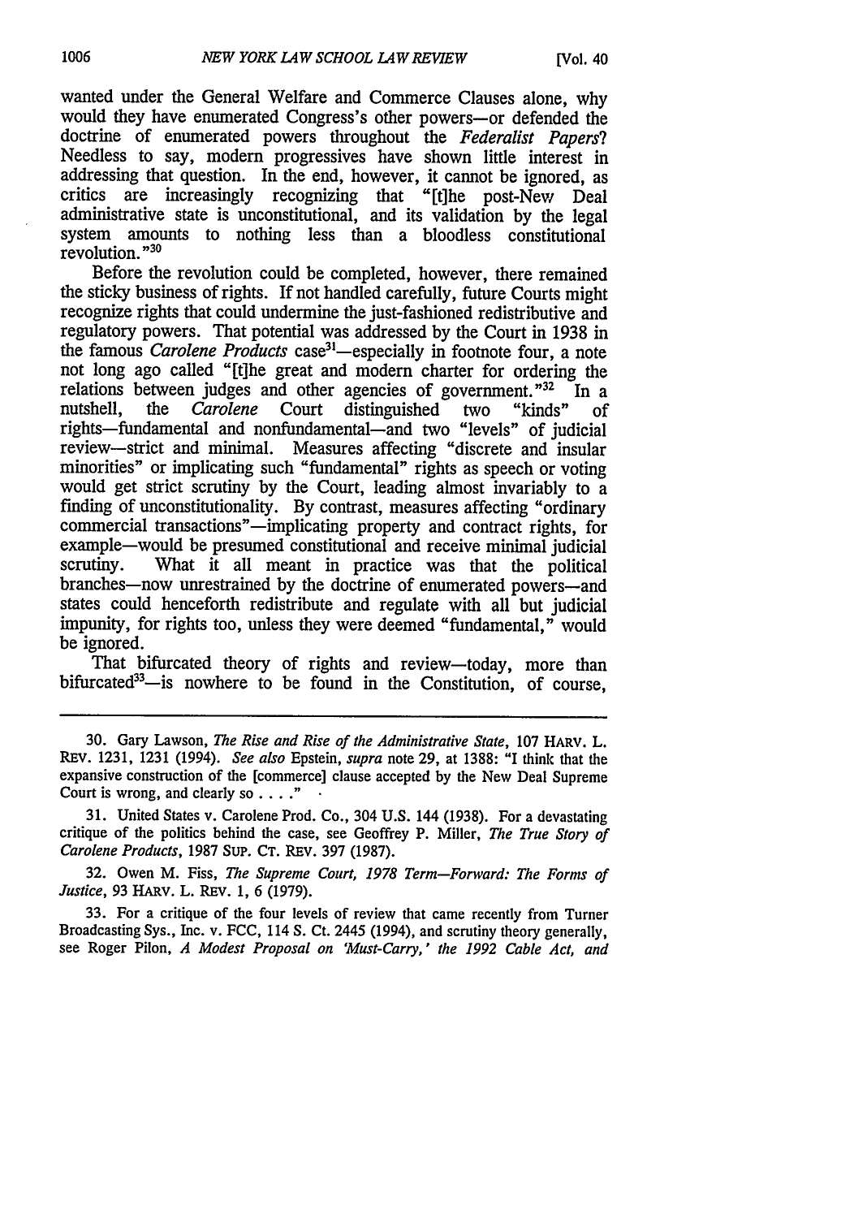wanted under the General Welfare and Commerce Clauses alone, why would they have enumerated Congress's other powers—or defended the doctrine of enumerated powers throughout the *Federalist Papers*? Needless to say, modern progressives have shown little interest in addressing that question. In the end, however, it cannot be ignored, as critics are increasingly recognizing that "[t]he post-New Deal administrative state is unconstitutional, and its validation by the legal system amounts to nothing less than a bloodless constitutional revolution."[30]

Before the revolution could be completed, however, there remained the sticky business of rights. If not handled carefully, future Courts might recognize rights that could undermine the just-fashioned redistributive and regulatory powers. That potential was addressed by the Court in 1938 in the famous *Carolene Products* case[31]—especially in footnote four, a note not long ago called "[t]he great and modern charter for ordering the relations between judges and other agencies of government."[32] In a nutshell, the *Carolene* Court distinguished two "kinds" of rights—fundamental and nonfundamental—and two "levels" of judicial review—strict and minimal. Measures affecting "discrete and insular minorities" or implicating such "fundamental" rights as speech or voting would get strict scrutiny by the Court, leading almost invariably to a finding of unconstitutionality. By contrast, measures affecting "ordinary commercial transactions"—implicating property and contract rights, for example—would be presumed constitutional and receive minimal judicial scrutiny. What it all meant in practice was that the political branches—now unrestrained by the doctrine of enumerated powers—and states could henceforth redistribute and regulate with all but judicial impunity, for rights too, unless they were deemed "fundamental," would be ignored.

That bifurcated theory of rights and review—today, more than bifurcated[33]—is nowhere to be found in the Constitution, of course,

---

30. Gary Lawson, *The Rise and Rise of the Administrative State*, 107 HARV. L. REV. 1231, 1231 (1994). *See also* Epstein, *supra* note 29, at 1388: "I think that the expansive construction of the [commerce] clause accepted by the New Deal Supreme Court is wrong, and clearly so . . . ."

31. United States v. Carolene Prod. Co., 304 U.S. 144 (1938). For a devastating critique of the politics behind the case, see Geoffrey P. Miller, *The True Story of Carolene Products*, 1987 SUP. CT. REV. 397 (1987).

32. Owen M. Fiss, *The Supreme Court, 1978 Term—Forward: The Forms of Justice*, 93 HARV. L. REV. 1, 6 (1979).

33. For a critique of the four levels of review that came recently from Turner Broadcasting Sys., Inc. v. FCC, 114 S. Ct. 2445 (1994), and scrutiny theory generally, see Roger Pilon, *A Modest Proposal on 'Must-Carry,' the 1992 Cable Act, and*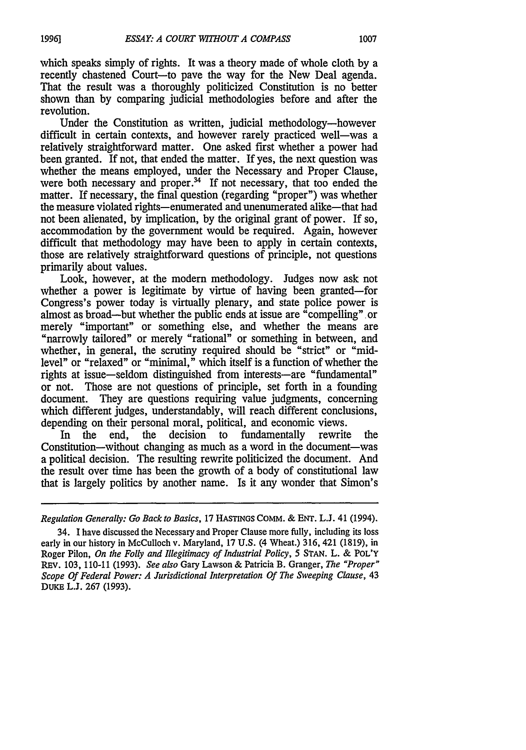which speaks simply of rights. It was a theory made of whole cloth by a recently chastened Court—to pave the way for the New Deal agenda. That the result was a thoroughly politicized Constitution is no better shown than by comparing judicial methodologies before and after the revolution.

Under the Constitution as written, judicial methodology—however difficult in certain contexts, and however rarely practiced well—was a relatively straightforward matter. One asked first whether a power had been granted. If not, that ended the matter. If yes, the next question was whether the means employed, under the Necessary and Proper Clause, were both necessary and proper.[34] If not necessary, that too ended the matter. If necessary, the final question (regarding "proper") was whether the measure violated rights—enumerated and unenumerated alike—that had not been alienated, by implication, by the original grant of power. If so, accommodation by the government would be required. Again, however difficult that methodology may have been to apply in certain contexts, those are relatively straightforward questions of principle, not questions primarily about values.

Look, however, at the modern methodology. Judges now ask not whether a power is legitimate by virtue of having been granted—for Congress's power today is virtually plenary, and state police power is almost as broad—but whether the public ends at issue are "compelling" or merely "important" or something else, and whether the means are "narrowly tailored" or merely "rational" or something in between, and whether, in general, the scrutiny required should be "strict" or "mid-level" or "relaxed" or "minimal," which itself is a function of whether the rights at issue—seldom distinguished from interests—are "fundamental" or not. Those are not questions of principle, set forth in a founding document. They are questions requiring value judgments, concerning which different judges, understandably, will reach different conclusions, depending on their personal moral, political, and economic views.

In the end, the decision to fundamentally rewrite the Constitution—without changing as much as a word in the document—was a political decision. The resulting rewrite politicized the document. And the result over time has been the growth of a body of constitutional law that is largely politics by another name. Is it any wonder that Simon's

---

*Regulation Generally: Go Back to Basics*, 17 HASTINGS COMM. & ENT. L.J. 41 (1994).

34. I have discussed the Necessary and Proper Clause more fully, including its loss early in our history in McCulloch v. Maryland, 17 U.S. (4 Wheat.) 316, 421 (1819), in Roger Pilon, *On the Folly and Illegitimacy of Industrial Policy*, 5 STAN. L. & POL'Y REV. 103, 110-11 (1993). *See also* Gary Lawson & Patricia B. Granger, *The "Proper" Scope Of Federal Power: A Jurisdictional Interpretation Of The Sweeping Clause*, 43 DUKE L.J. 267 (1993).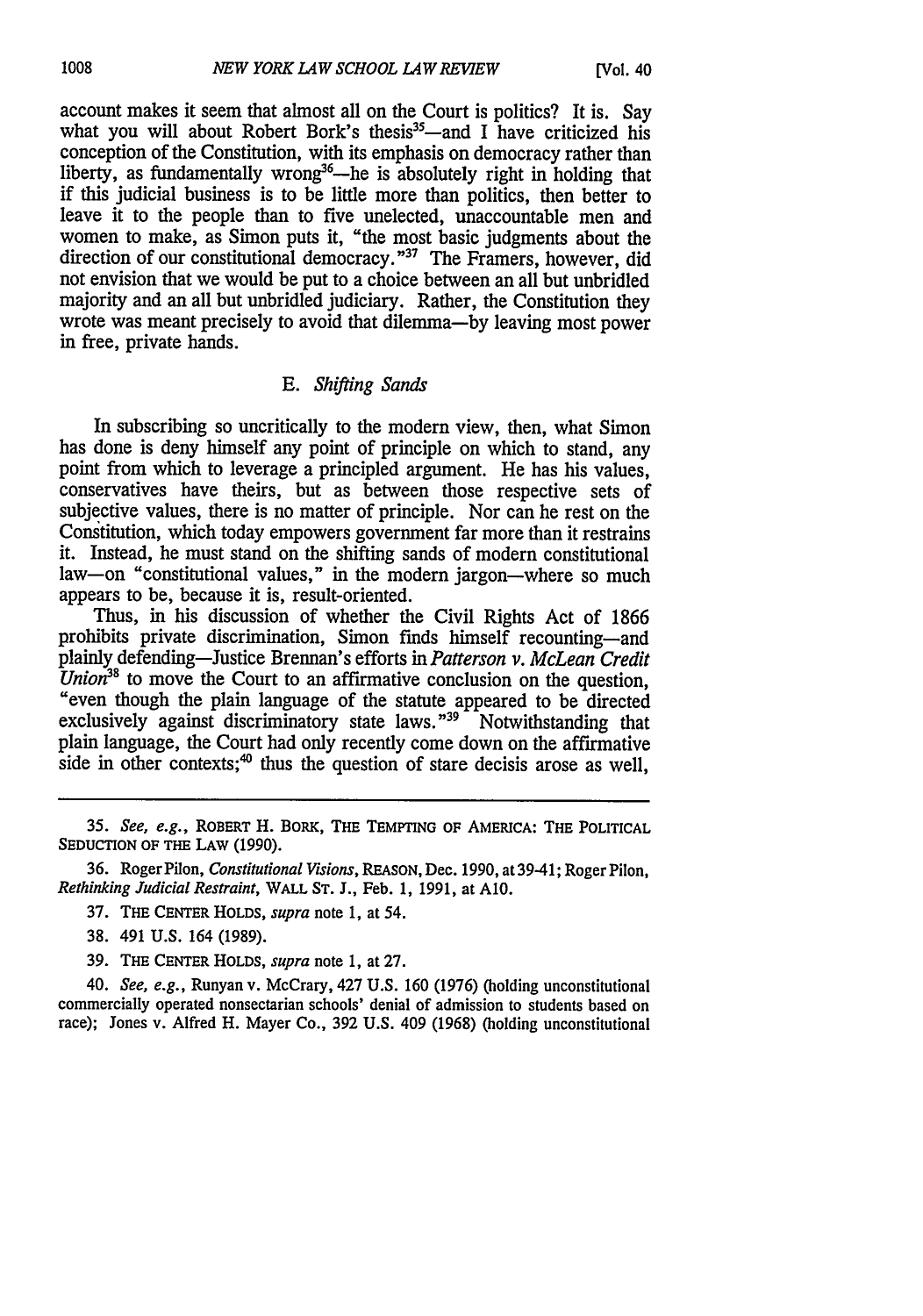account makes it seem that almost all on the Court is politics? It is. Say what you will about Robert Bork's thesis[35]—and I have criticized his conception of the Constitution, with its emphasis on democracy rather than liberty, as fundamentally wrong[36]—he is absolutely right in holding that if this judicial business is to be little more than politics, then better to leave it to the people than to five unelected, unaccountable men and women to make, as Simon puts it, "the most basic judgments about the direction of our constitutional democracy."[37] The Framers, however, did not envision that we would be put to a choice between an all but unbridled majority and an all but unbridled judiciary. Rather, the Constitution they wrote was meant precisely to avoid that dilemma—by leaving most power in free, private hands.

### E. *Shifting Sands*

In subscribing so uncritically to the modern view, then, what Simon has done is deny himself any point of principle on which to stand, any point from which to leverage a principled argument. He has his values, conservatives have theirs, but as between those respective sets of subjective values, there is no matter of principle. Nor can he rest on the Constitution, which today empowers government far more than it restrains it. Instead, he must stand on the shifting sands of modern constitutional law—on "constitutional values," in the modern jargon—where so much appears to be, because it is, result-oriented.

Thus, in his discussion of whether the Civil Rights Act of 1866 prohibits private discrimination, Simon finds himself recounting—and plainly defending—Justice Brennan's efforts in *Patterson v. McLean Credit Union*[38] to move the Court to an affirmative conclusion on the question, "even though the plain language of the statute appeared to be directed exclusively against discriminatory state laws."[39] Notwithstanding that plain language, the Court had only recently come down on the affirmative side in other contexts;[40] thus the question of stare decisis arose as well,

---

35. *See, e.g.*, ROBERT H. BORK, THE TEMPTING OF AMERICA: THE POLITICAL SEDUCTION OF THE LAW (1990).

36. Roger Pilon, *Constitutional Visions*, REASON, Dec. 1990, at 39-41; Roger Pilon, *Rethinking Judicial Restraint*, WALL ST. J., Feb. 1, 1991, at A10.

37. THE CENTER HOLDS, *supra* note 1, at 54.

38. 491 U.S. 164 (1989).

39. THE CENTER HOLDS, *supra* note 1, at 27.

40. *See, e.g.*, Runyan v. McCrary, 427 U.S. 160 (1976) (holding unconstitutional commercially operated nonsectarian schools' denial of admission to students based on race); Jones v. Alfred H. Mayer Co., 392 U.S. 409 (1968) (holding unconstitutional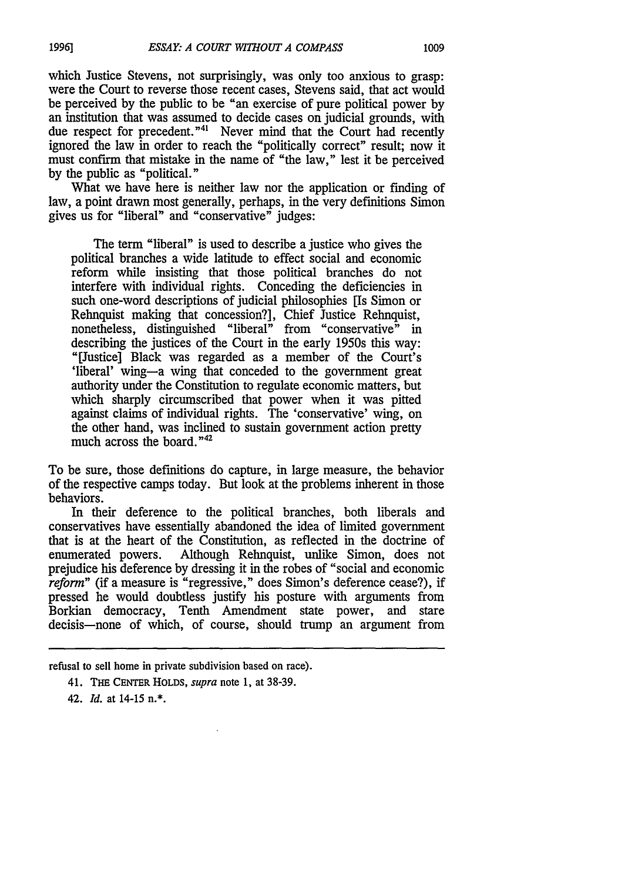which Justice Stevens, not surprisingly, was only too anxious to grasp: were the Court to reverse those recent cases, Stevens said, that act would be perceived by the public to be "an exercise of pure political power by an institution that was assumed to decide cases on judicial grounds, with due respect for precedent."[41] Never mind that the Court had recently ignored the law in order to reach the "politically correct" result; now it must confirm that mistake in the name of "the law," lest it be perceived by the public as "political."

What we have here is neither law nor the application or finding of law, a point drawn most generally, perhaps, in the very definitions Simon gives us for "liberal" and "conservative" judges:

> The term "liberal" is used to describe a justice who gives the political branches a wide latitude to effect social and economic reform while insisting that those political branches do not interfere with individual rights. Conceding the deficiencies in such one-word descriptions of judicial philosophies [Is Simon or Rehnquist making that concession?], Chief Justice Rehnquist, nonetheless, distinguished "liberal" from "conservative" in describing the justices of the Court in the early 1950s this way: "[Justice] Black was regarded as a member of the Court's 'liberal' wing—a wing that conceded to the government great authority under the Constitution to regulate economic matters, but which sharply circumscribed that power when it was pitted against claims of individual rights. The 'conservative' wing, on the other hand, was inclined to sustain government action pretty much across the board."[42]

To be sure, those definitions do capture, in large measure, the behavior of the respective camps today. But look at the problems inherent in those behaviors.

In their deference to the political branches, both liberals and conservatives have essentially abandoned the idea of limited government that is at the heart of the Constitution, as reflected in the doctrine of enumerated powers. Although Rehnquist, unlike Simon, does not prejudice his deference by dressing it in the robes of "social and economic *reform*" (if a measure is "regressive," does Simon's deference cease?), if pressed he would doubtless justify his posture with arguments from Borkian democracy, Tenth Amendment state power, and stare decisis—none of which, of course, should trump an argument from

---

refusal to sell home in private subdivision based on race).

41. THE CENTER HOLDS, *supra* note 1, at 38-39.

42. *Id.* at 14-15 n.*.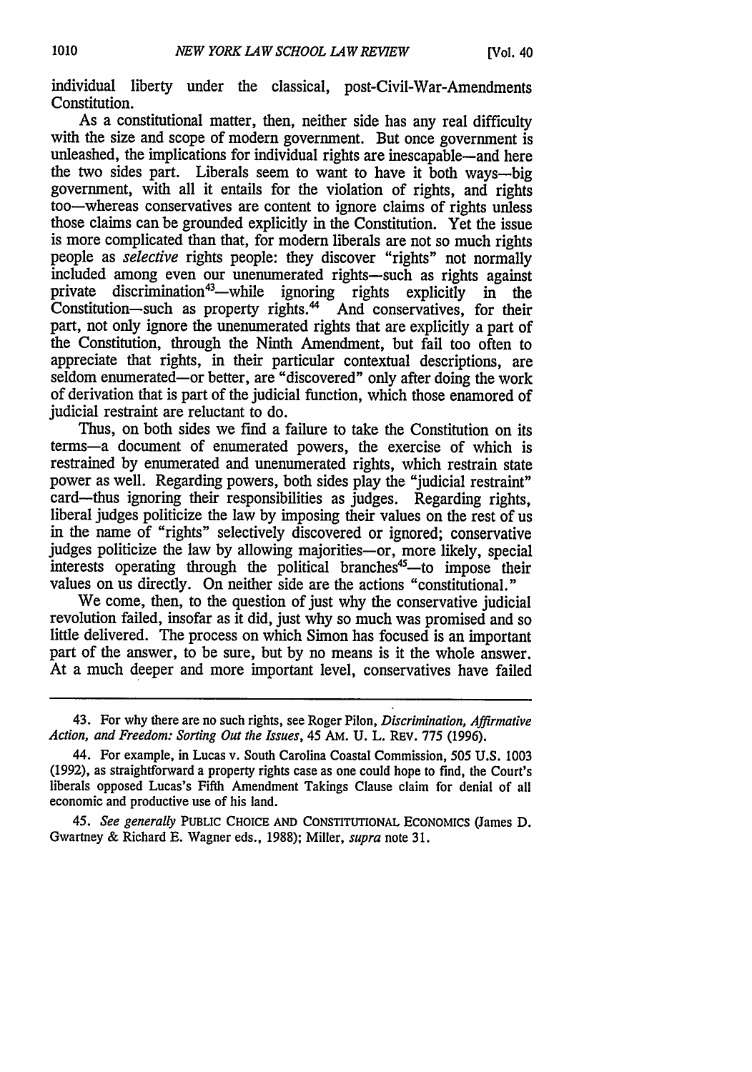individual liberty under the classical, post-Civil-War-Amendments Constitution.

As a constitutional matter, then, neither side has any real difficulty with the size and scope of modern government. But once government is unleashed, the implications for individual rights are inescapable—and here the two sides part. Liberals seem to want to have it both ways—big government, with all it entails for the violation of rights, and rights too—whereas conservatives are content to ignore claims of rights unless those claims can be grounded explicitly in the Constitution. Yet the issue is more complicated than that, for modern liberals are not so much rights people as *selective* rights people: they discover "rights" not normally included among even our unenumerated rights—such as rights against private discrimination[43]—while ignoring rights explicitly in the Constitution—such as property rights.[44] And conservatives, for their part, not only ignore the unenumerated rights that are explicitly a part of the Constitution, through the Ninth Amendment, but fail too often to appreciate that rights, in their particular contextual descriptions, are seldom enumerated—or better, are "discovered" only after doing the work of derivation that is part of the judicial function, which those enamored of judicial restraint are reluctant to do.

Thus, on both sides we find a failure to take the Constitution on its terms—a document of enumerated powers, the exercise of which is restrained by enumerated and unenumerated rights, which restrain state power as well. Regarding powers, both sides play the "judicial restraint" card—thus ignoring their responsibilities as judges. Regarding rights, liberal judges politicize the law by imposing their values on the rest of us in the name of "rights" selectively discovered or ignored; conservative judges politicize the law by allowing majorities—or, more likely, special interests operating through the political branches[45]—to impose their values on us directly. On neither side are the actions "constitutional."

We come, then, to the question of just why the conservative judicial revolution failed, insofar as it did, just why so much was promised and so little delivered. The process on which Simon has focused is an important part of the answer, to be sure, but by no means is it the whole answer. At a much deeper and more important level, conservatives have failed

---

43. For why there are no such rights, see Roger Pilon, *Discrimination, Affirmative Action, and Freedom: Sorting Out the Issues*, 45 AM. U. L. REV. 775 (1996).

44. For example, in Lucas v. South Carolina Coastal Commission, 505 U.S. 1003 (1992), as straightforward a property rights case as one could hope to find, the Court's liberals opposed Lucas's Fifth Amendment Takings Clause claim for denial of all economic and productive use of his land.

45. *See generally* PUBLIC CHOICE AND CONSTITUTIONAL ECONOMICS (James D. Gwartney & Richard E. Wagner eds., 1988); Miller, *supra* note 31.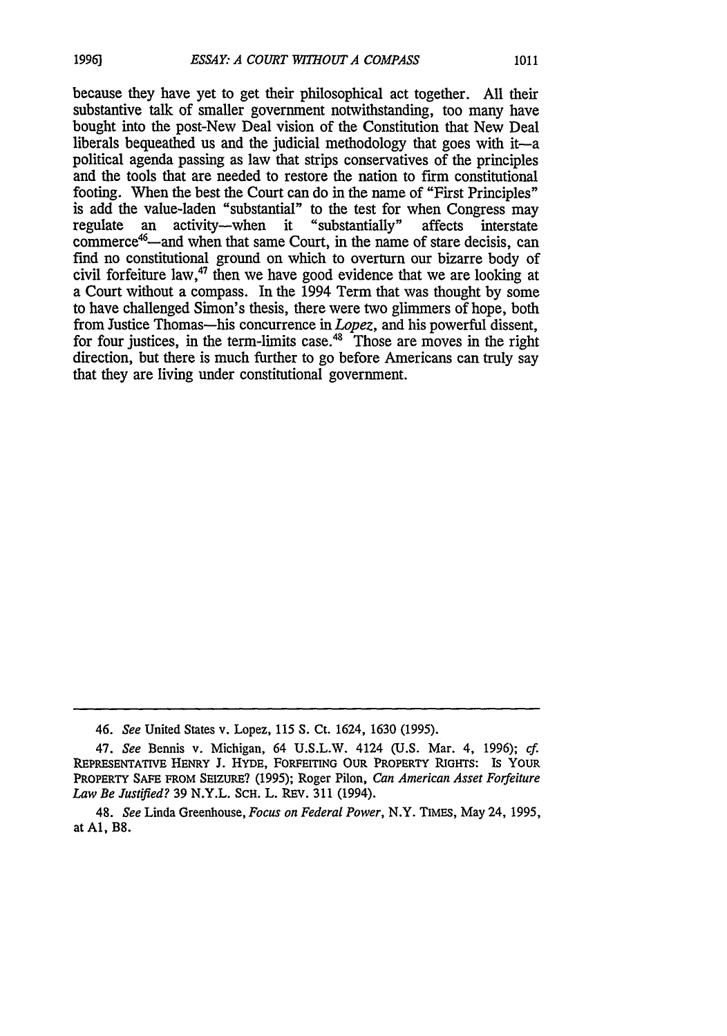because they have yet to get their philosophical act together. All their substantive talk of smaller government notwithstanding, too many have bought into the post-New Deal vision of the Constitution that New Deal liberals bequeathed us and the judicial methodology that goes with it—a political agenda passing as law that strips conservatives of the principles and the tools that are needed to restore the nation to firm constitutional footing. When the best the Court can do in the name of "First Principles" is add the value-laden "substantial" to the test for when Congress may regulate an activity—when it "substantially" affects interstate commerce[46]—and when that same Court, in the name of stare decisis, can find no constitutional ground on which to overturn our bizarre body of civil forfeiture law,[47] then we have good evidence that we are looking at a Court without a compass. In the 1994 Term that was thought by some to have challenged Simon's thesis, there were two glimmers of hope, both from Justice Thomas—his concurrence in *Lopez*, and his powerful dissent, for four justices, in the term-limits case.[48] Those are moves in the right direction, but there is much further to go before Americans can truly say that they are living under constitutional government.

---

46. *See* United States v. Lopez, 115 S. Ct. 1624, 1630 (1995).

47. *See* Bennis v. Michigan, 64 U.S.L.W. 4124 (U.S. Mar. 4, 1996); *cf.* REPRESENTATIVE HENRY J. HYDE, FORFEITING OUR PROPERTY RIGHTS: IS YOUR PROPERTY SAFE FROM SEIZURE? (1995); Roger Pilon, *Can American Asset Forfeiture Law Be Justified?* 39 N.Y.L. SCH. L. REV. 311 (1994).

48. *See* Linda Greenhouse, *Focus on Federal Power*, N.Y. TIMES, May 24, 1995, at A1, B8.